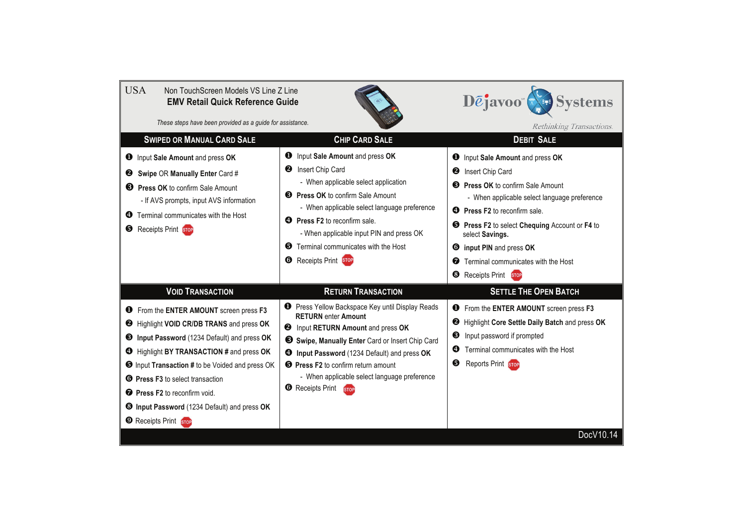USA

Non TouchScreen Models VS Line Z Line

# EMV Retail Quick Reference Guide

*These steps have been provided as a guide for assistance.*

Dējavoo Systems

*Rethinking Transactions.*

## Swiped or Manual Card Sale

1. Input **Sale Amount** and press **OK**
2. **Swipe** OR **Manually Enter** Card #
3. **Press OK** to confirm Sale Amount
   - If AVS prompts, input AVS information
4. Terminal communicates with the Host
5. Receipts Print STOP

## Chip Card Sale

1. Input **Sale Amount** and press **OK**
2. Insert Chip Card
   - When applicable select application
3. **Press OK** to confirm Sale Amount
   - When applicable select language preference
4. **Press F2** to reconfirm sale.
   - When applicable input PIN and press OK
5. Terminal communicates with the Host
6. Receipts Print STOP

## Debit Sale

1. Input **Sale Amount** and press **OK**
2. Insert Chip Card
3. **Press OK** to confirm Sale Amount
   - When applicable select language preference
4. **Press F2** to reconfirm sale.
5. **Press F2** to select **Chequing** Account or **F4** to select **Savings.**
6. **input PIN** and press **OK**
7. Terminal communicates with the Host
8. Receipts Print STOP

## Void Transaction

1. From the **ENTER AMOUNT** screen press **F3**
2. Highlight **VOID CR/DB TRANS** and press **OK**
3. **Input Password** (1234 Default) and press **OK**
4. Highlight **BY TRANSACTION #** and press **OK**
5. Input **Transaction #** to be Voided and press OK
6. **Press F3** to select transaction
7. **Press F2** to reconfirm void.
8. **Input Password** (1234 Default) and press **OK**
9. Receipts Print STOP

## Return Transaction

1. Press Yellow Backspace Key until Display Reads **RETURN** enter **Amount**
2. Input **RETURN Amount** and press **OK**
3. **Swipe, Manually Enter** Card or Insert Chip Card
4. **Input Password** (1234 Default) and press **OK**
5. **Press F2** to confirm return amount
   - When applicable select language preference
6. Receipts Print STOP

## Settle The Open Batch

1. From the **ENTER AMOUNT** screen press **F3**
2. Highlight **Core Settle Daily Batch** and press **OK**
3. Input password if prompted
4. Terminal communicates with the Host
5. Reports Print STOP

DocV10.14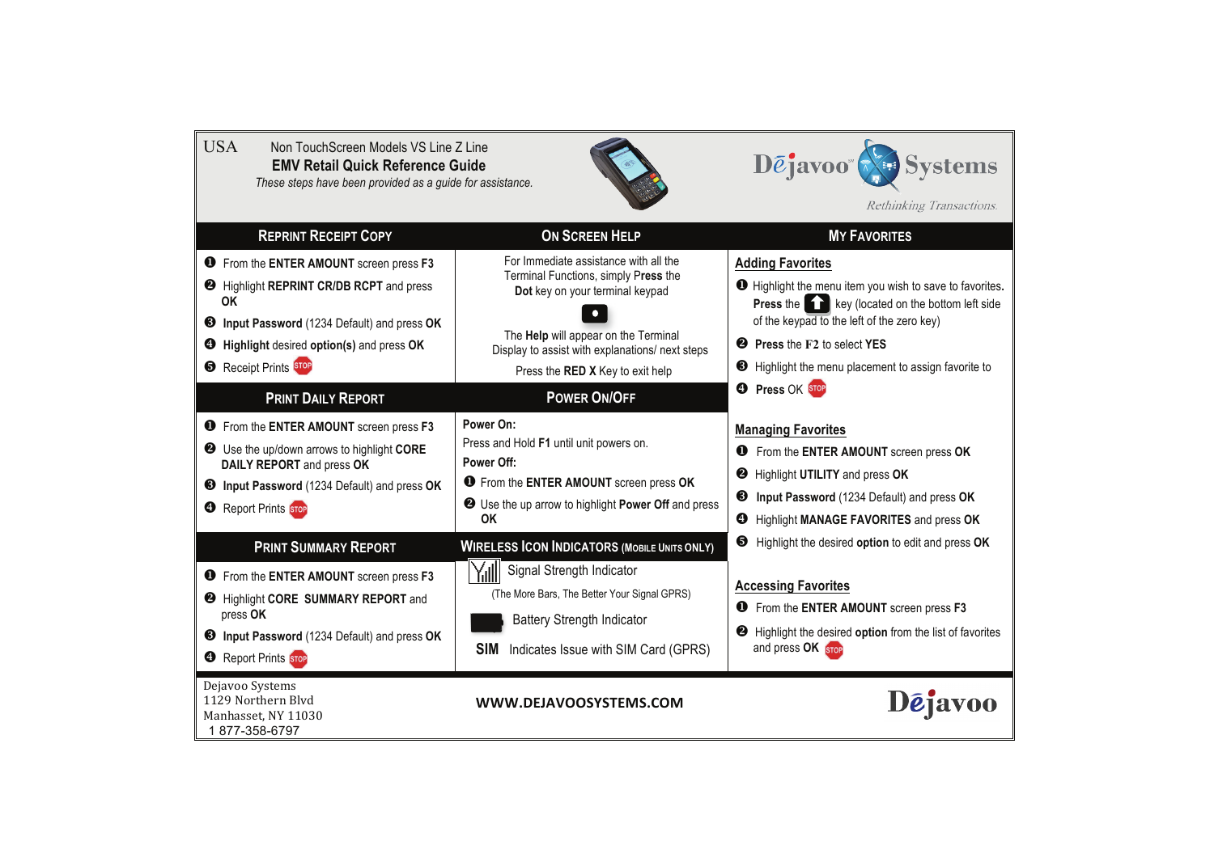USA

Non TouchScreen Models VS Line Z Line

# EMV Retail Quick Reference Guide

*These steps have been provided as a guide for assistance.*

Dējavoo Systems

*Rethinking Transactions.*

## Reprint Receipt Copy

1. From the **ENTER AMOUNT** screen press **F3**
2. Highlight **REPRINT CR/DB RCPT** and press **OK**
3. **Input Password** (1234 Default) and press **OK**
4. **Highlight** desired **option(s)** and press **OK**
5. Receipt Prints STOP

## Print Daily Report

1. From the **ENTER AMOUNT** screen press **F3**
2. Use the up/down arrows to highlight **CORE DAILY REPORT** and press **OK**
3. **Input Password** (1234 Default) and press **OK**
4. Report Prints STOP

## Print Summary Report

1. From the **ENTER AMOUNT** screen press **F3**
2. Highlight **CORE SUMMARY REPORT** and press **OK**
3. **Input Password** (1234 Default) and press **OK**
4. Report Prints STOP

## On Screen Help

For Immediate assistance with all the Terminal Functions, simply **Press** the **Dot** key on your terminal keypad

The **Help** will appear on the Terminal Display to assist with explanations/ next steps

Press the **RED X** Key to exit help

## Power On/Off

**Power On:**

Press and Hold **F1** until unit powers on.

**Power Off:**

1. From the **ENTER AMOUNT** screen press **OK**
2. Use the up arrow to highlight **Power Off** and press **OK**

## Wireless Icon Indicators (Mobile Units Only)

Signal Strength Indicator

(The More Bars, The Better Your Signal GPRS)

Battery Strength Indicator

**SIM** Indicates Issue with SIM Card (GPRS)

## My Favorites

### Adding Favorites

1. Highlight the menu item you wish to save to favorites. **Press** the key (located on the bottom left side of the keypad to the left of the zero key)
2. **Press** the **F2** to select **YES**
3. Highlight the menu placement to assign favorite to
4. **Press** OK STOP

### Managing Favorites

1. From the **ENTER AMOUNT** screen press **OK**
2. Highlight **UTILITY** and press **OK**
3. **Input Password** (1234 Default) and press **OK**
4. Highlight **MANAGE FAVORITES** and press **OK**
5. Highlight the desired **option** to edit and press **OK**

### Accessing Favorites

1. From the **ENTER AMOUNT** screen press **F3**
2. Highlight the desired **option** from the list of favorites and press **OK** STOP

Dejavoo Systems
1129 Northern Blvd
Manhasset, NY 11030
1 877-358-6797

**WWW.DEJAVOOSYSTEMS.COM**

Dējavoo